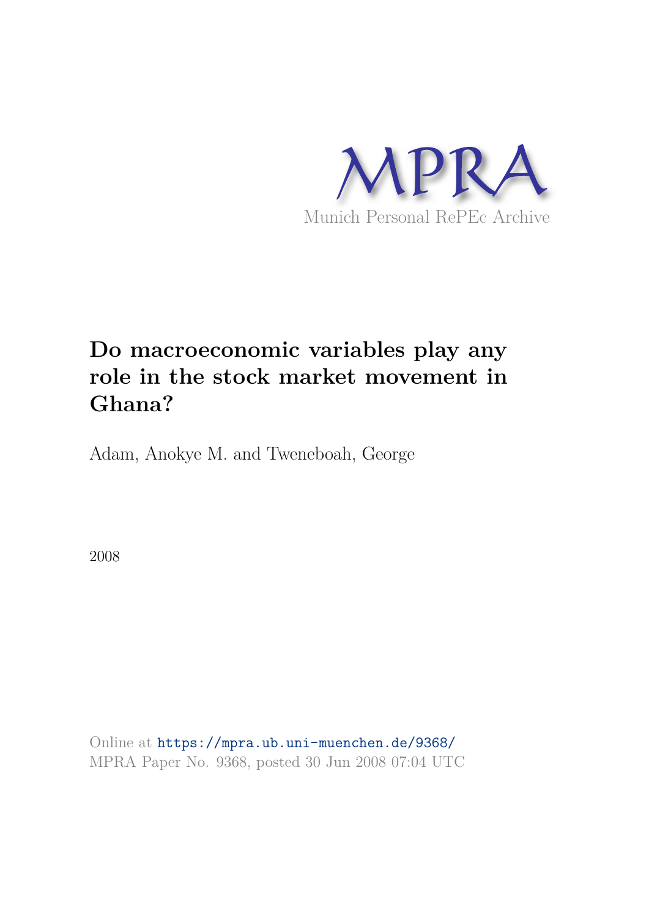MPRA

Munich Personal RePEc Archive

# Do macroeconomic variables play any role in the stock market movement in Ghana?

Adam, Anokye M. and Tweneboah, George

2008

Online at https://mpra.ub.uni-muenchen.de/9368/

MPRA Paper No. 9368, posted 30 Jun 2008 07:04 UTC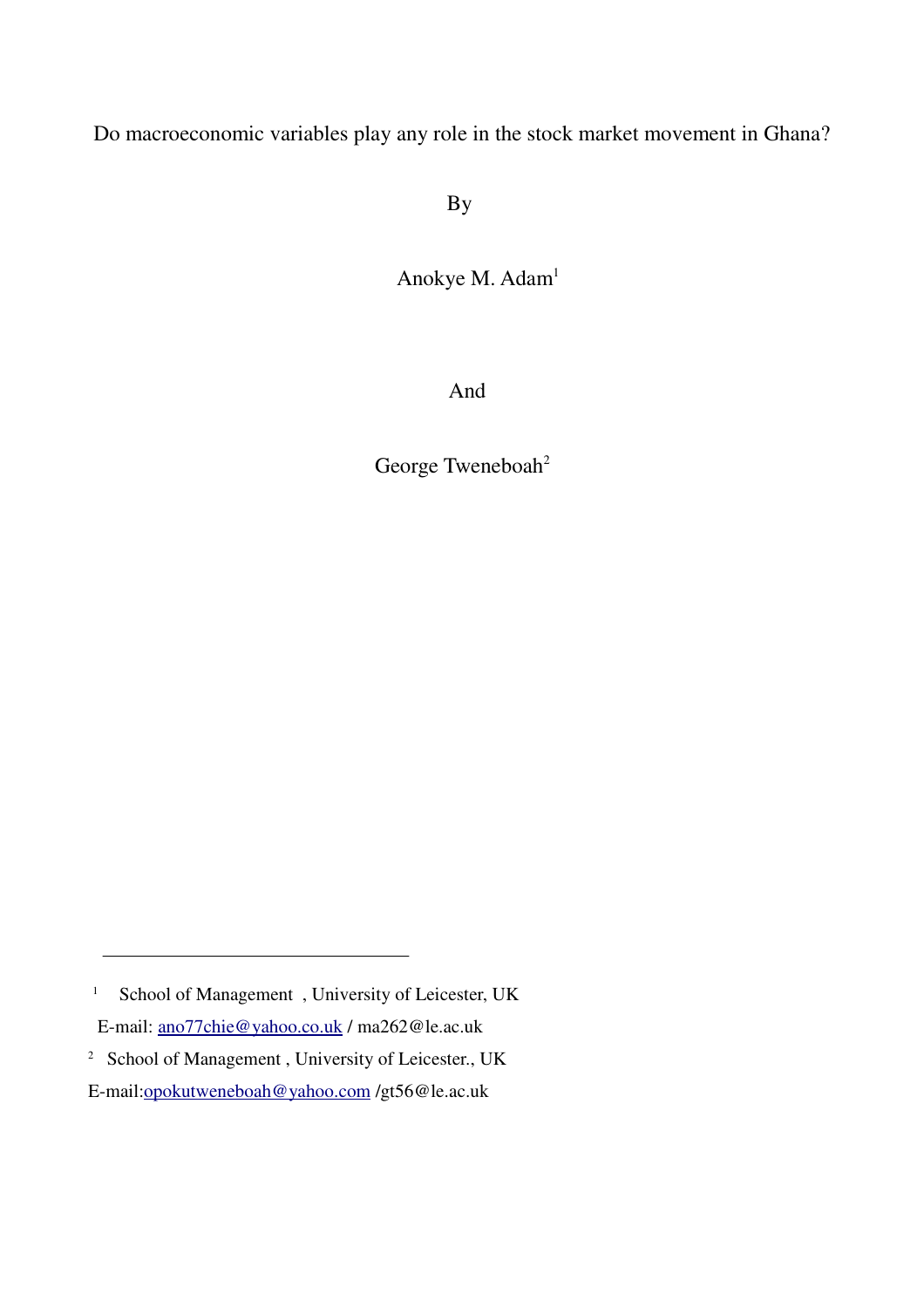# Do macroeconomic variables play any role in the stock market movement in Ghana?

By

Anokye M. Adam[1]

And

George Tweneboah[2]

---

[1] School of Management , University of Leicester, UK
E-mail: ano77chie@yahoo.co.uk / ma262@le.ac.uk

[2] School of Management , University of Leicester., UK
E-mail:opokutweneboah@yahoo.com /gt56@le.ac.uk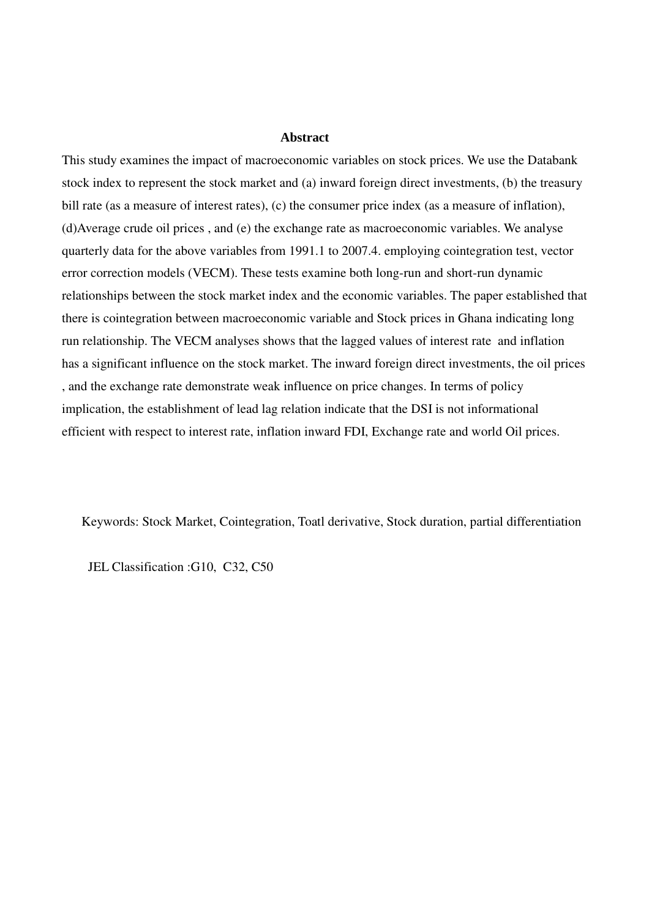## Abstract

This study examines the impact of macroeconomic variables on stock prices. We use the Databank stock index to represent the stock market and (a) inward foreign direct investments, (b) the treasury bill rate (as a measure of interest rates), (c) the consumer price index (as a measure of inflation), (d)Average crude oil prices , and (e) the exchange rate as macroeconomic variables. We analyse quarterly data for the above variables from 1991.1 to 2007.4. employing cointegration test, vector error correction models (VECM). These tests examine both long-run and short-run dynamic relationships between the stock market index and the economic variables. The paper established that there is cointegration between macroeconomic variable and Stock prices in Ghana indicating long run relationship. The VECM analyses shows that the lagged values of interest rate and inflation has a significant influence on the stock market. The inward foreign direct investments, the oil prices , and the exchange rate demonstrate weak influence on price changes. In terms of policy implication, the establishment of lead lag relation indicate that the DSI is not informational efficient with respect to interest rate, inflation inward FDI, Exchange rate and world Oil prices.

Keywords: Stock Market, Cointegration, Toatl derivative, Stock duration, partial differentiation

JEL Classification :G10, C32, C50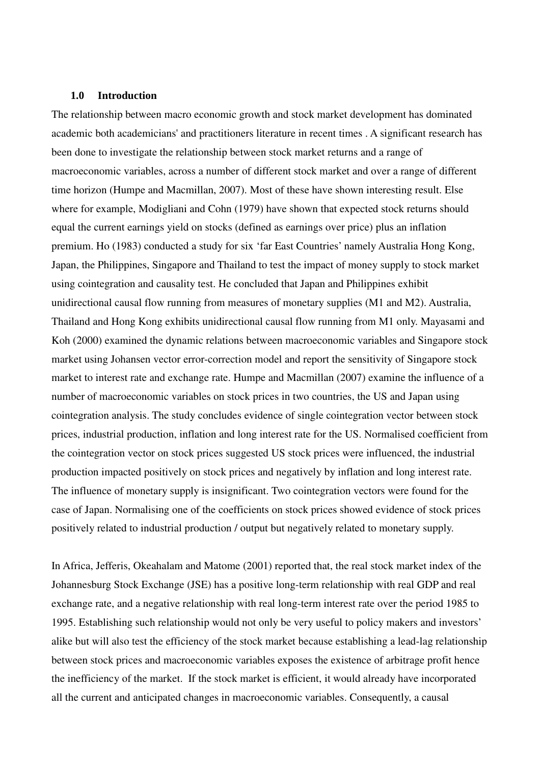## 1.0 Introduction

The relationship between macro economic growth and stock market development has dominated academic both academicians' and practitioners literature in recent times . A significant research has been done to investigate the relationship between stock market returns and a range of macroeconomic variables, across a number of different stock market and over a range of different time horizon (Humpe and Macmillan, 2007). Most of these have shown interesting result. Else where for example, Modigliani and Cohn (1979) have shown that expected stock returns should equal the current earnings yield on stocks (defined as earnings over price) plus an inflation premium. Ho (1983) conducted a study for six 'far East Countries' namely Australia Hong Kong, Japan, the Philippines, Singapore and Thailand to test the impact of money supply to stock market using cointegration and causality test. He concluded that Japan and Philippines exhibit unidirectional causal flow running from measures of monetary supplies (M1 and M2). Australia, Thailand and Hong Kong exhibits unidirectional causal flow running from M1 only. Mayasami and Koh (2000) examined the dynamic relations between macroeconomic variables and Singapore stock market using Johansen vector error-correction model and report the sensitivity of Singapore stock market to interest rate and exchange rate. Humpe and Macmillan (2007) examine the influence of a number of macroeconomic variables on stock prices in two countries, the US and Japan using cointegration analysis. The study concludes evidence of single cointegration vector between stock prices, industrial production, inflation and long interest rate for the US. Normalised coefficient from the cointegration vector on stock prices suggested US stock prices were influenced, the industrial production impacted positively on stock prices and negatively by inflation and long interest rate. The influence of monetary supply is insignificant. Two cointegration vectors were found for the case of Japan. Normalising one of the coefficients on stock prices showed evidence of stock prices positively related to industrial production / output but negatively related to monetary supply.

In Africa, Jefferis, Okeahalam and Matome (2001) reported that, the real stock market index of the Johannesburg Stock Exchange (JSE) has a positive long-term relationship with real GDP and real exchange rate, and a negative relationship with real long-term interest rate over the period 1985 to 1995. Establishing such relationship would not only be very useful to policy makers and investors' alike but will also test the efficiency of the stock market because establishing a lead-lag relationship between stock prices and macroeconomic variables exposes the existence of arbitrage profit hence the inefficiency of the market. If the stock market is efficient, it would already have incorporated all the current and anticipated changes in macroeconomic variables. Consequently, a causal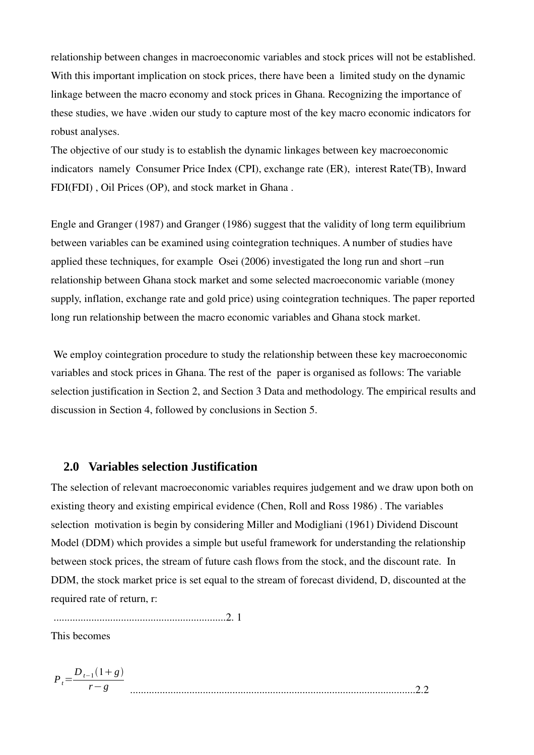relationship between changes in macroeconomic variables and stock prices will not be established. With this important implication on stock prices, there have been a limited study on the dynamic linkage between the macro economy and stock prices in Ghana. Recognizing the importance of these studies, we have .widen our study to capture most of the key macro economic indicators for robust analyses.

The objective of our study is to establish the dynamic linkages between key macroeconomic indicators namely Consumer Price Index (CPI), exchange rate (ER), interest Rate(TB), Inward FDI(FDI) , Oil Prices (OP), and stock market in Ghana .

Engle and Granger (1987) and Granger (1986) suggest that the validity of long term equilibrium between variables can be examined using cointegration techniques. A number of studies have applied these techniques, for example Osei (2006) investigated the long run and short –run relationship between Ghana stock market and some selected macroeconomic variable (money supply, inflation, exchange rate and gold price) using cointegration techniques. The paper reported long run relationship between the macro economic variables and Ghana stock market.

We employ cointegration procedure to study the relationship between these key macroeconomic variables and stock prices in Ghana. The rest of the paper is organised as follows: The variable selection justification in Section 2, and Section 3 Data and methodology. The empirical results and discussion in Section 4, followed by conclusions in Section 5.

## 2.0 Variables selection Justification

The selection of relevant macroeconomic variables requires judgement and we draw upon both on existing theory and existing empirical evidence (Chen, Roll and Ross 1986) . The variables selection motivation is begin by considering Miller and Modigliani (1961) Dividend Discount Model (DDM) which provides a simple but useful framework for understanding the relationship between stock prices, the stream of future cash flows from the stock, and the discount rate. In DDM, the stock market price is set equal to the stream of forecast dividend, D, discounted at the required rate of return, r:

.................................................................2. 1

This becomes

$$P_t = \frac{D_{t-1}(1+g)}{r-g} \qquad \text{.........................................................................................................2.2}$$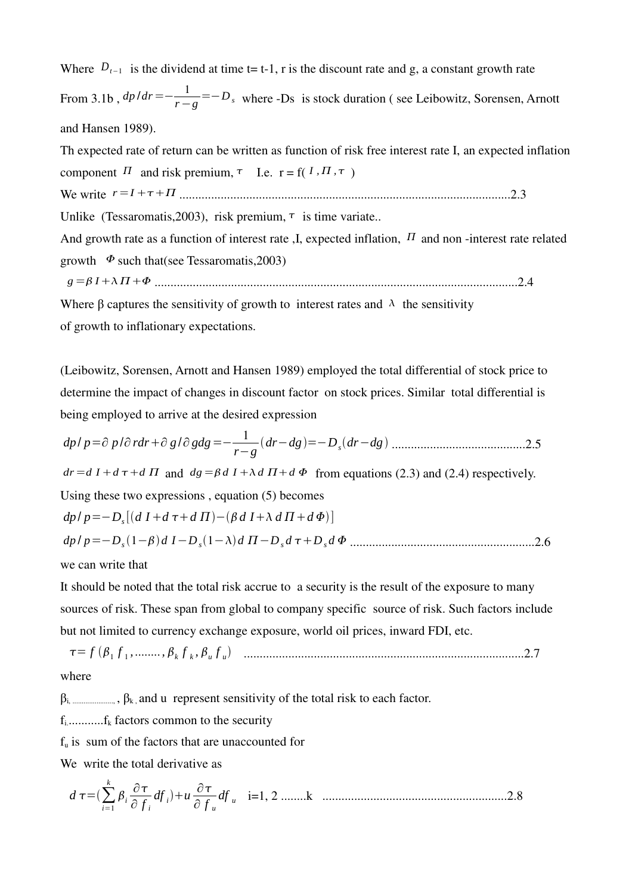Where $D_{t-1}$ is the dividend at time t= t-1, r is the discount rate and g, a constant growth rate

From 3.1b , $dp/dr = -\frac{1}{r-g} = -D_s$ where -Ds is stock duration ( see Leibowitz, Sorensen, Arnott and Hansen 1989).

Th expected rate of return can be written as function of risk free interest rate I, an expected inflation component $\Pi$ and risk premium, $\tau$ I.e. r = f( $I, \Pi, \tau$ )

We write $r = I + \tau + \Pi$ ........................................................................................................2.3

Unlike (Tessaromatis,2003), risk premium, $\tau$ is time variate..

And growth rate as a function of interest rate ,I, expected inflation, $\Pi$ and non -interest rate related growth $\Phi$ such that(see Tessaromatis,2003)

$g = \beta I + \lambda \Pi + \Phi$ .................................................................................................................2.4

Where β captures the sensitivity of growth to interest rates and $\lambda$ the sensitivity of growth to inflationary expectations.

(Leibowitz, Sorensen, Arnott and Hansen 1989) employed the total differential of stock price to determine the impact of changes in discount factor on stock prices. Similar total differential is being employed to arrive at the desired expression

$dp/p = \partial p/\partial r dr + \partial g/\partial g dg = -\frac{1}{r-g}(dr - dg) = -D_s(dr - dg)$ ..........................................2.5

$dr = dI + d\tau + d\Pi$ and $dg = \beta dI + \lambda d\Pi + d\Phi$ from equations (2.3) and (2.4) respectively.

Using these two expressions , equation (5) becomes

$dp/p = -D_s[(dI + d\tau + d\Pi) - (\beta dI + \lambda d\Pi + d\Phi)]$

$dp/p = -D_s(1-\beta)dI - D_s(1-\lambda)d\Pi - D_s d\tau + D_s d\Phi$ ..........................................................2.6

we can write that

It should be noted that the total risk accrue to a security is the result of the exposure to many sources of risk. These span from global to company specific source of risk. Such factors include but not limited to currency exchange exposure, world oil prices, inward FDI, etc.

$\tau = f(\beta_1 f_1, ........, \beta_k f_k, \beta_u f_u)$ .......................................................................................2.7

where

$\beta_i$, ...................., $\beta_k$ , and u represent sensitivity of the total risk to each factor.

$f_i$...........$f_k$ factors common to the security

$f_u$ is sum of the factors that are unaccounted for

We write the total derivative as

$d\tau = (\sum_{i=1}^{k} \beta_i \frac{\partial \tau}{\partial f_i} df_i) + u \frac{\partial \tau}{\partial f_u} df_u$ i=1, 2 ........k ..........................................................2.8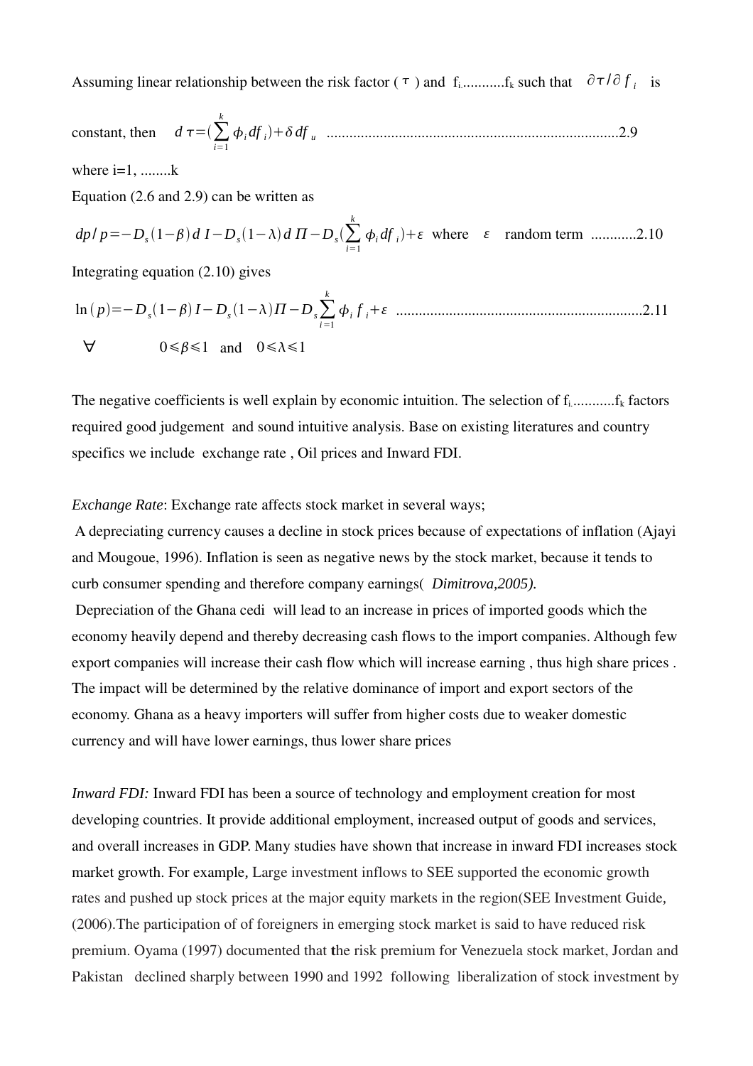Assuming linear relationship between the risk factor ( $\tau$ ) and $f_i$...........$f_k$ such that $\partial\tau/\partial f_i$ is

constant, then $d\tau=(\sum_{i=1}^{k}\phi_i df_i)+\delta df_u$ .............................................................................2.9

where i=1, ........k

Equation (2.6 and 2.9) can be written as

$$dp/p=-D_s(1-\beta)dI-D_s(1-\lambda)d\Pi-D_s(\sum_{i=1}^{k}\phi_i df_i)+\varepsilon \text{ where } \varepsilon \text{ random term} \quad ............2.10$$

Integrating equation (2.10) gives

$$\ln(p)=-D_s(1-\beta)I-D_s(1-\lambda)\Pi-D_s\sum_{i=1}^{k}\phi_i f_i+\varepsilon \quad .................................................................2.11$$

$$\forall \qquad 0\leqslant\beta\leqslant1 \text{ and } 0\leqslant\lambda\leqslant1$$

The negative coefficients is well explain by economic intuition. The selection of $f_i$...........$f_k$ factors required good judgement and sound intuitive analysis. Base on existing literatures and country specifics we include exchange rate , Oil prices and Inward FDI.

*Exchange Rate*: Exchange rate affects stock market in several ways;

A depreciating currency causes a decline in stock prices because of expectations of inflation (Ajayi and Mougoue, 1996). Inflation is seen as negative news by the stock market, because it tends to curb consumer spending and therefore company earnings( *Dimitrova,2005).*

Depreciation of the Ghana cedi will lead to an increase in prices of imported goods which the economy heavily depend and thereby decreasing cash flows to the import companies. Although few export companies will increase their cash flow which will increase earning , thus high share prices . The impact will be determined by the relative dominance of import and export sectors of the economy. Ghana as a heavy importers will suffer from higher costs due to weaker domestic currency and will have lower earnings, thus lower share prices

*Inward FDI:* Inward FDI has been a source of technology and employment creation for most developing countries. It provide additional employment, increased output of goods and services, and overall increases in GDP. Many studies have shown that increase in inward FDI increases stock market growth. For example, Large investment inflows to SEE supported the economic growth rates and pushed up stock prices at the major equity markets in the region(SEE Investment Guide, (2006).The participation of of foreigners in emerging stock market is said to have reduced risk premium. Oyama (1997) documented that the risk premium for Venezuela stock market, Jordan and Pakistan declined sharply between 1990 and 1992 following liberalization of stock investment by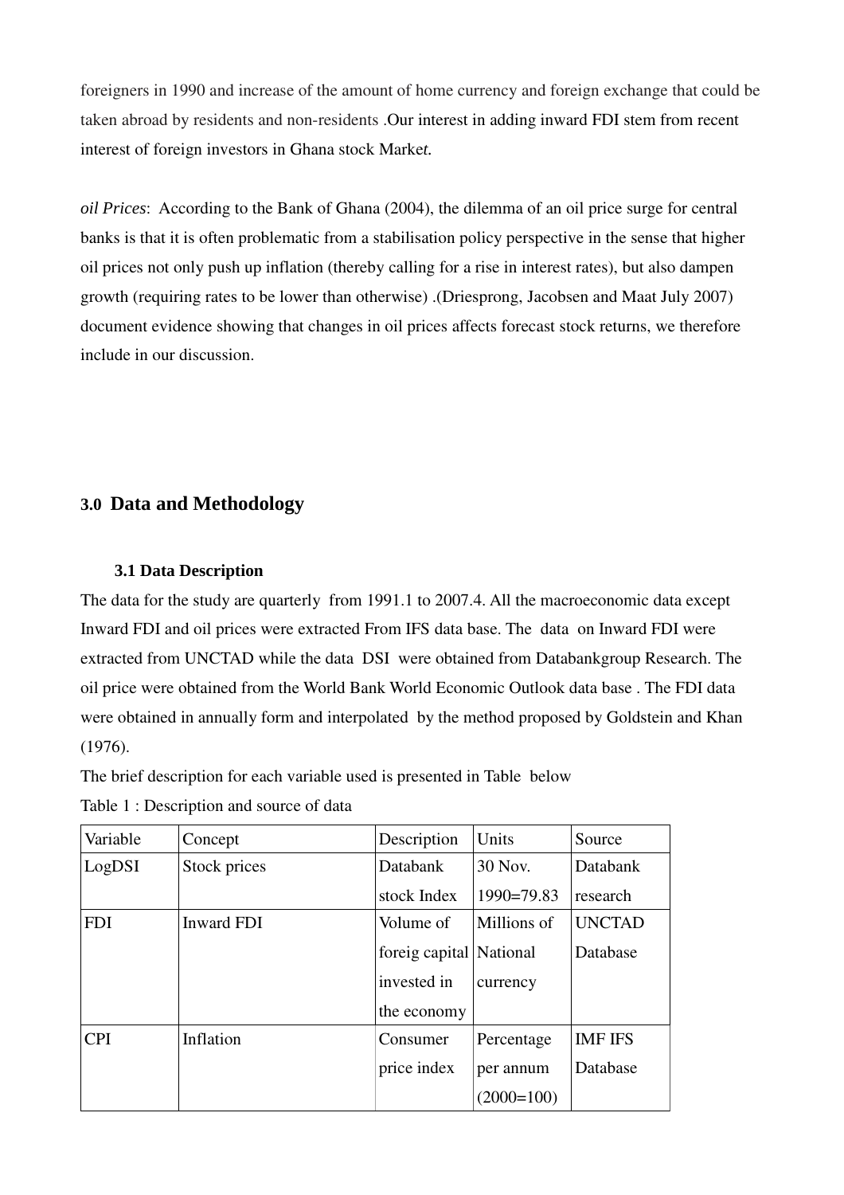foreigners in 1990 and increase of the amount of home currency and foreign exchange that could be taken abroad by residents and non-residents .Our interest in adding inward FDI stem from recent interest of foreign investors in Ghana stock Market*.*

*oil Prices*: According to the Bank of Ghana (2004), the dilemma of an oil price surge for central banks is that it is often problematic from a stabilisation policy perspective in the sense that higher oil prices not only push up inflation (thereby calling for a rise in interest rates), but also dampen growth (requiring rates to be lower than otherwise) .(Driesprong, Jacobsen and Maat July 2007) document evidence showing that changes in oil prices affects forecast stock returns, we therefore include in our discussion.

## 3.0 Data and Methodology

### 3.1 Data Description

The data for the study are quarterly from 1991.1 to 2007.4. All the macroeconomic data except Inward FDI and oil prices were extracted From IFS data base. The data on Inward FDI were extracted from UNCTAD while the data DSI were obtained from Databankgroup Research. The oil price were obtained from the World Bank World Economic Outlook data base . The FDI data were obtained in annually form and interpolated by the method proposed by Goldstein and Khan (1976).

The brief description for each variable used is presented in Table below

Table 1 : Description and source of data

| Variable | Concept | Description | Units | Source |
|---|---|---|---|---|
| LogDSI | Stock prices | Databank stock Index | 30 Nov. 1990=79.83 | Databank research |
| FDI | Inward FDI | Volume of foreig capital invested in the economy | Millions of National currency | UNCTAD Database |
| CPI | Inflation | Consumer price index | Percentage per annum (2000=100) | IMF IFS Database |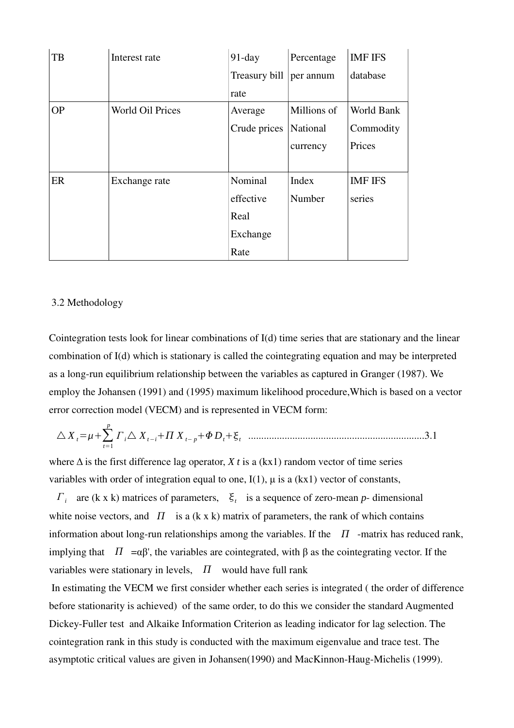| TB | Interest rate | 91-day Treasury bill rate | Percentage per annum | IMF IFS database |
|---|---|---|---|---|
| OP | World Oil Prices | Average Crude prices | Millions of National currency | World Bank Commodity Prices |
| ER | Exchange rate | Nominal effective Real Exchange Rate | Index Number | IMF IFS series |

3.2 Methodology

Cointegration tests look for linear combinations of I(d) time series that are stationary and the linear combination of I(d) which is stationary is called the cointegrating equation and may be interpreted as a long-run equilibrium relationship between the variables as captured in Granger (1987). We employ the Johansen (1991) and (1995) maximum likelihood procedure,Which is based on a vector error correction model (VECM) and is represented in VECM form:

$$\triangle X_t = \mu + \sum_{t=1}^{p} \Gamma_i \triangle X_{t-i} + \Pi X_{t-p} + \Phi D_t + \xi_t \quad \text{.....................................................................3.1}$$

where Δ is the first difference lag operator, $X_t$ is a (kx1) random vector of time series variables with order of integration equal to one, I(1), μ is a (kx1) vector of constants, $\Gamma_i$ are (k x k) matrices of parameters, $\xi_t$ is a sequence of zero-mean *p*- dimensional white noise vectors, and $\Pi$ is a (k x k) matrix of parameters, the rank of which contains information about long-run relationships among the variables. If the $\Pi$ -matrix has reduced rank, implying that $\Pi = \alpha\beta'$, the variables are cointegrated, with β as the cointegrating vector. If the variables were stationary in levels, $\Pi$ would have full rank

In estimating the VECM we first consider whether each series is integrated ( the order of difference before stationarity is achieved) of the same order, to do this we consider the standard Augmented Dickey-Fuller test and Alkaike Information Criterion as leading indicator for lag selection. The cointegration rank in this study is conducted with the maximum eigenvalue and trace test. The asymptotic critical values are given in Johansen(1990) and MacKinnon-Haug-Michelis (1999).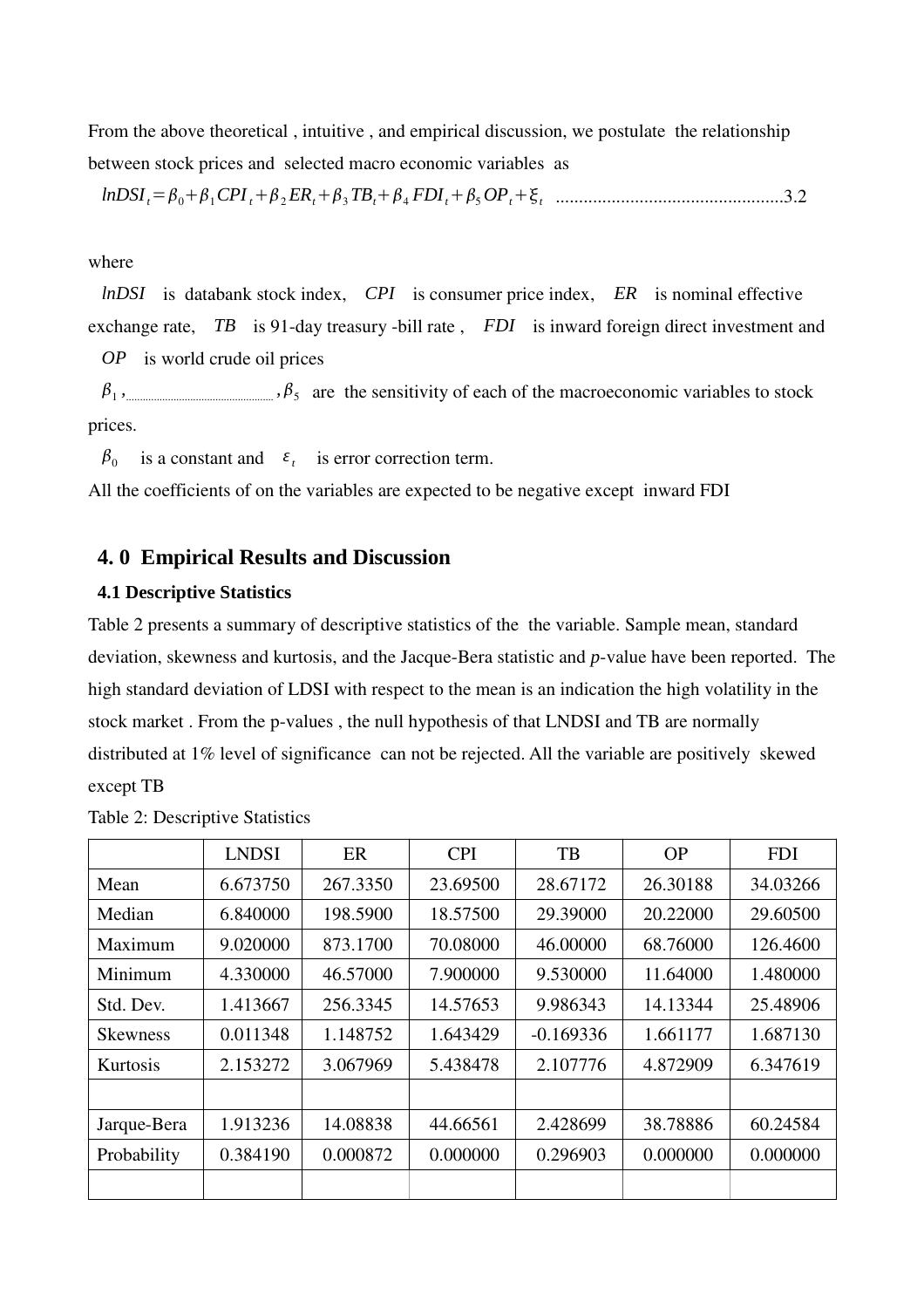From the above theoretical , intuitive , and empirical discussion, we postulate the relationship between stock prices and selected macro economic variables as

$$lnDSI_t = \beta_0 + \beta_1 CPI_t + \beta_2 ER_t + \beta_3 TB_t + \beta_4 FDI_t + \beta_5 OP_t + \xi_t \quad \text{.................................................3.2}$$

where

$lnDSI$ is databank stock index, $CPI$ is consumer price index, $ER$ is nominal effective exchange rate, $TB$ is 91-day treasury -bill rate , $FDI$ is inward foreign direct investment and $OP$ is world crude oil prices

$\beta_1, \ldots\ldots\ldots\ldots\ldots\ldots\ldots\ldots, \beta_5$ are the sensitivity of each of the macroeconomic variables to stock prices.

$\beta_0$ is a constant and $\varepsilon_t$ is error correction term.

All the coefficients of on the variables are expected to be negative except inward FDI

## 4. 0 Empirical Results and Discussion

### 4.1 Descriptive Statistics

Table 2 presents a summary of descriptive statistics of the the variable. Sample mean, standard deviation, skewness and kurtosis, and the Jacque-Bera statistic and *p*-value have been reported. The high standard deviation of LDSI with respect to the mean is an indication the high volatility in the stock market . From the p-values , the null hypothesis of that LNDSI and TB are normally distributed at 1% level of significance can not be rejected. All the variable are positively skewed except TB

Table 2: Descriptive Statistics

| | LNDSI | ER | CPI | TB | OP | FDI |
|---|---|---|---|---|---|---|
| Mean | 6.673750 | 267.3350 | 23.69500 | 28.67172 | 26.30188 | 34.03266 |
| Median | 6.840000 | 198.5900 | 18.57500 | 29.39000 | 20.22000 | 29.60500 |
| Maximum | 9.020000 | 873.1700 | 70.08000 | 46.00000 | 68.76000 | 126.4600 |
| Minimum | 4.330000 | 46.57000 | 7.900000 | 9.530000 | 11.64000 | 1.480000 |
| Std. Dev. | 1.413667 | 256.3345 | 14.57653 | 9.986343 | 14.13344 | 25.48906 |
| Skewness | 0.011348 | 1.148752 | 1.643429 | -0.169336 | 1.661177 | 1.687130 |
| Kurtosis | 2.153272 | 3.067969 | 5.438478 | 2.107776 | 4.872909 | 6.347619 |
| | | | | | | |
| Jarque-Bera | 1.913236 | 14.08838 | 44.66561 | 2.428699 | 38.78886 | 60.24584 |
| Probability | 0.384190 | 0.000872 | 0.000000 | 0.296903 | 0.000000 | 0.000000 |
| | | | | | | |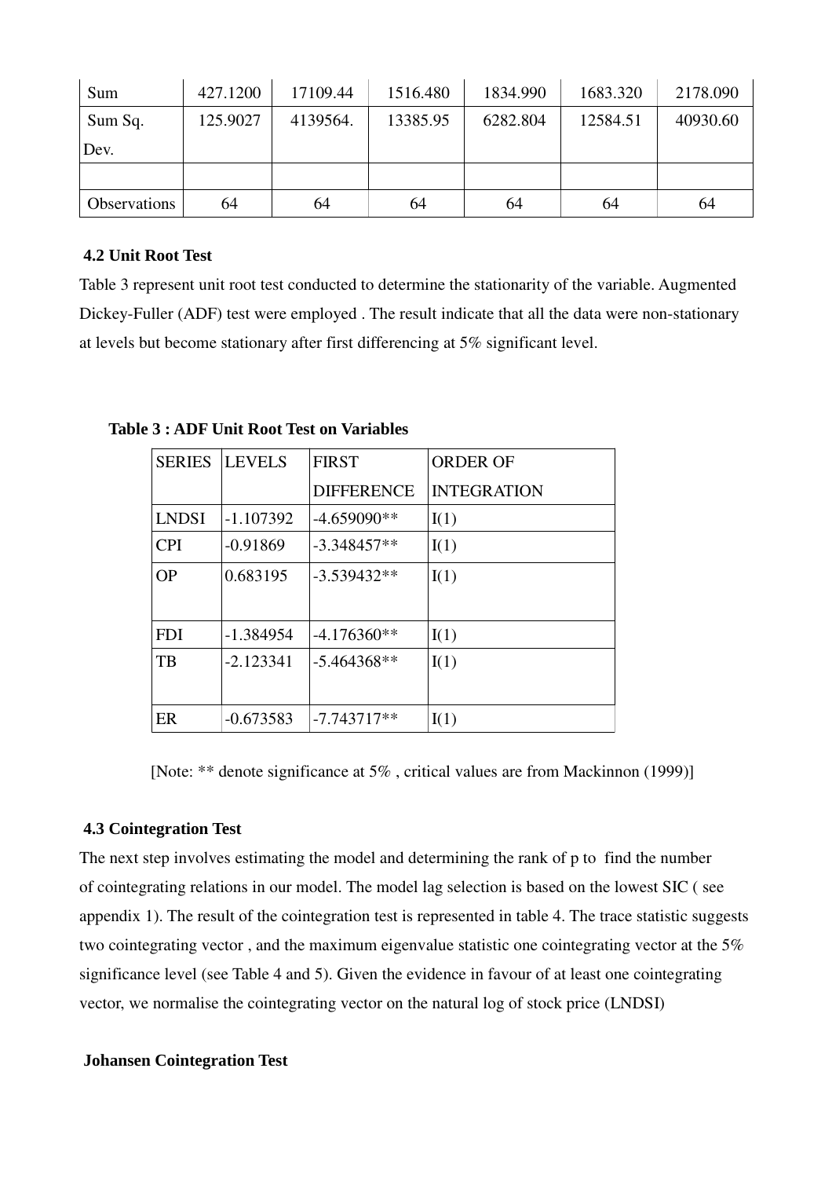| Sum | 427.1200 | 17109.44 | 1516.480 | 1834.990 | 1683.320 | 2178.090 |
|---|---|---|---|---|---|---|
| Sum Sq. Dev. | 125.9027 | 4139564. | 13385.95 | 6282.804 | 12584.51 | 40930.60 |
| | | | | | | |
| Observations | 64 | 64 | 64 | 64 | 64 | 64 |

### 4.2 Unit Root Test

Table 3 represent unit root test conducted to determine the stationarity of the variable. Augmented Dickey-Fuller (ADF) test were employed . The result indicate that all the data were non-stationary at levels but become stationary after first differencing at 5% significant level.

**Table 3 : ADF Unit Root Test on Variables**

| SERIES | LEVELS | FIRST DIFFERENCE | ORDER OF INTEGRATION |
|---|---|---|---|
| LNDSI | -1.107392 | -4.659090** | I(1) |
| CPI | -0.91869 | -3.348457** | I(1) |
| OP | 0.683195 | -3.539432** | I(1) |
| FDI | -1.384954 | -4.176360** | I(1) |
| TB | -2.123341 | -5.464368** | I(1) |
| ER | -0.673583 | -7.743717** | I(1) |

[Note: ** denote significance at 5% , critical values are from Mackinnon (1999)]

### 4.3 Cointegration Test

The next step involves estimating the model and determining the rank of p to find the number of cointegrating relations in our model. The model lag selection is based on the lowest SIC ( see appendix 1). The result of the cointegration test is represented in table 4. The trace statistic suggests two cointegrating vector , and the maximum eigenvalue statistic one cointegrating vector at the 5% significance level (see Table 4 and 5). Given the evidence in favour of at least one cointegrating vector, we normalise the cointegrating vector on the natural log of stock price (LNDSI)

**Johansen Cointegration Test**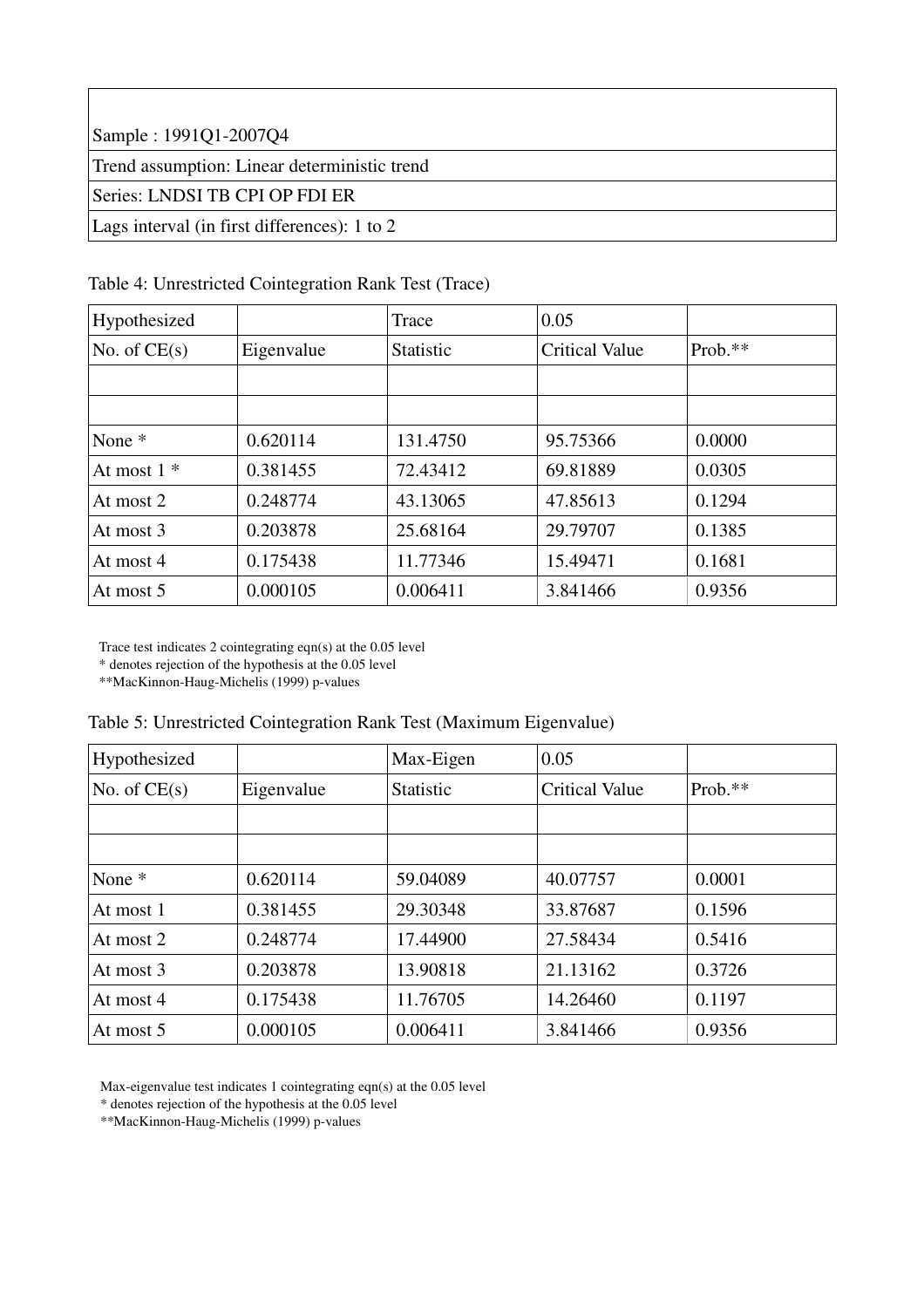| Sample : 1991Q1-2007Q4 |
| --- |
| Trend assumption: Linear deterministic trend |
| Series: LNDSI TB CPI OP FDI ER |
| Lags interval (in first differences): 1 to 2 |

Table 4: Unrestricted Cointegration Rank Test (Trace)

| Hypothesized | | Trace | 0.05 | |
| --- | --- | --- | --- | --- |
| No. of CE(s) | Eigenvalue | Statistic | Critical Value | Prob.** |
| | | | | |
| | | | | |
| None * | 0.620114 | 131.4750 | 95.75366 | 0.0000 |
| At most 1 * | 0.381455 | 72.43412 | 69.81889 | 0.0305 |
| At most 2 | 0.248774 | 43.13065 | 47.85613 | 0.1294 |
| At most 3 | 0.203878 | 25.68164 | 29.79707 | 0.1385 |
| At most 4 | 0.175438 | 11.77346 | 15.49471 | 0.1681 |
| At most 5 | 0.000105 | 0.006411 | 3.841466 | 0.9356 |

Trace test indicates 2 cointegrating eqn(s) at the 0.05 level

* denotes rejection of the hypothesis at the 0.05 level

**MacKinnon-Haug-Michelis (1999) p-values

Table 5: Unrestricted Cointegration Rank Test (Maximum Eigenvalue)

| Hypothesized | | Max-Eigen | 0.05 | |
| --- | --- | --- | --- | --- |
| No. of CE(s) | Eigenvalue | Statistic | Critical Value | Prob.** |
| | | | | |
| | | | | |
| None * | 0.620114 | 59.04089 | 40.07757 | 0.0001 |
| At most 1 | 0.381455 | 29.30348 | 33.87687 | 0.1596 |
| At most 2 | 0.248774 | 17.44900 | 27.58434 | 0.5416 |
| At most 3 | 0.203878 | 13.90818 | 21.13162 | 0.3726 |
| At most 4 | 0.175438 | 11.76705 | 14.26460 | 0.1197 |
| At most 5 | 0.000105 | 0.006411 | 3.841466 | 0.9356 |

Max-eigenvalue test indicates 1 cointegrating eqn(s) at the 0.05 level

* denotes rejection of the hypothesis at the 0.05 level

**MacKinnon-Haug-Michelis (1999) p-values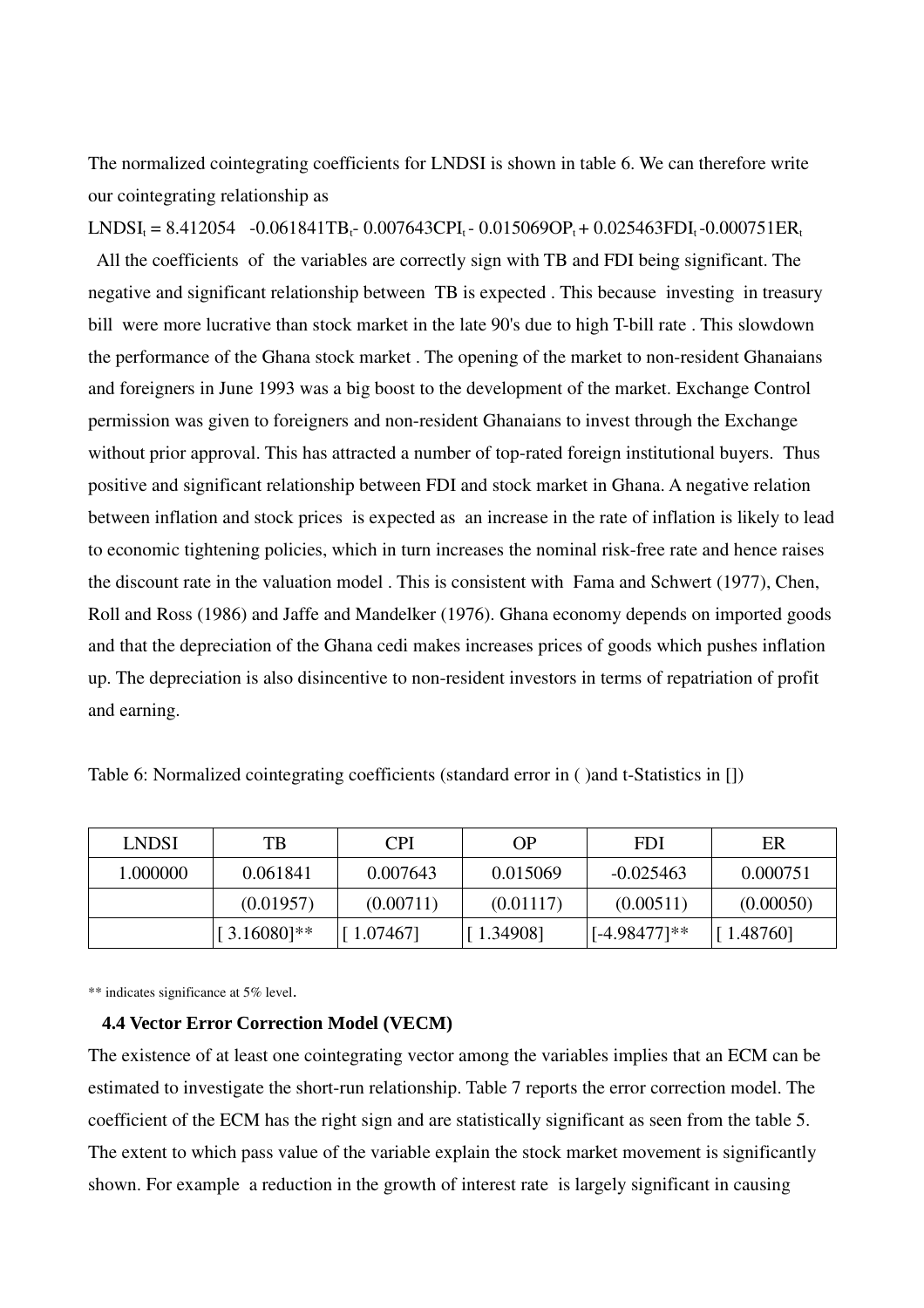The normalized cointegrating coefficients for LNDSI is shown in table 6. We can therefore write our cointegrating relationship as

$$LNDSI_t = 8.412054 \quad -0.061841TB_t - 0.007643CPI_t - 0.015069OP_t + 0.025463FDI_t - 0.000751ER_t$$

All the coefficients of the variables are correctly sign with TB and FDI being significant. The negative and significant relationship between TB is expected . This because investing in treasury bill were more lucrative than stock market in the late 90's due to high T-bill rate . This slowdown the performance of the Ghana stock market . The opening of the market to non-resident Ghanaians and foreigners in June 1993 was a big boost to the development of the market. Exchange Control permission was given to foreigners and non-resident Ghanaians to invest through the Exchange without prior approval. This has attracted a number of top-rated foreign institutional buyers. Thus positive and significant relationship between FDI and stock market in Ghana. A negative relation between inflation and stock prices is expected as an increase in the rate of inflation is likely to lead to economic tightening policies, which in turn increases the nominal risk-free rate and hence raises the discount rate in the valuation model . This is consistent with Fama and Schwert (1977), Chen, Roll and Ross (1986) and Jaffe and Mandelker (1976). Ghana economy depends on imported goods and that the depreciation of the Ghana cedi makes increases prices of goods which pushes inflation up. The depreciation is also disincentive to non-resident investors in terms of repatriation of profit and earning.

Table 6: Normalized cointegrating coefficients (standard error in ( )and t-Statistics in [])

| LNDSI | TB | CPI | OP | FDI | ER |
|---|---|---|---|---|---|
| 1.000000 | 0.061841 | 0.007643 | 0.015069 | -0.025463 | 0.000751 |
| | (0.01957) | (0.00711) | (0.01117) | (0.00511) | (0.00050) |
| | [ 3.16080]** | [ 1.07467] | [ 1.34908] | [-4.98477]** | [ 1.48760] |

** indicates significance at 5% level.

### 4.4 Vector Error Correction Model (VECM)

The existence of at least one cointegrating vector among the variables implies that an ECM can be estimated to investigate the short-run relationship. Table 7 reports the error correction model. The coefficient of the ECM has the right sign and are statistically significant as seen from the table 5. The extent to which pass value of the variable explain the stock market movement is significantly shown. For example a reduction in the growth of interest rate is largely significant in causing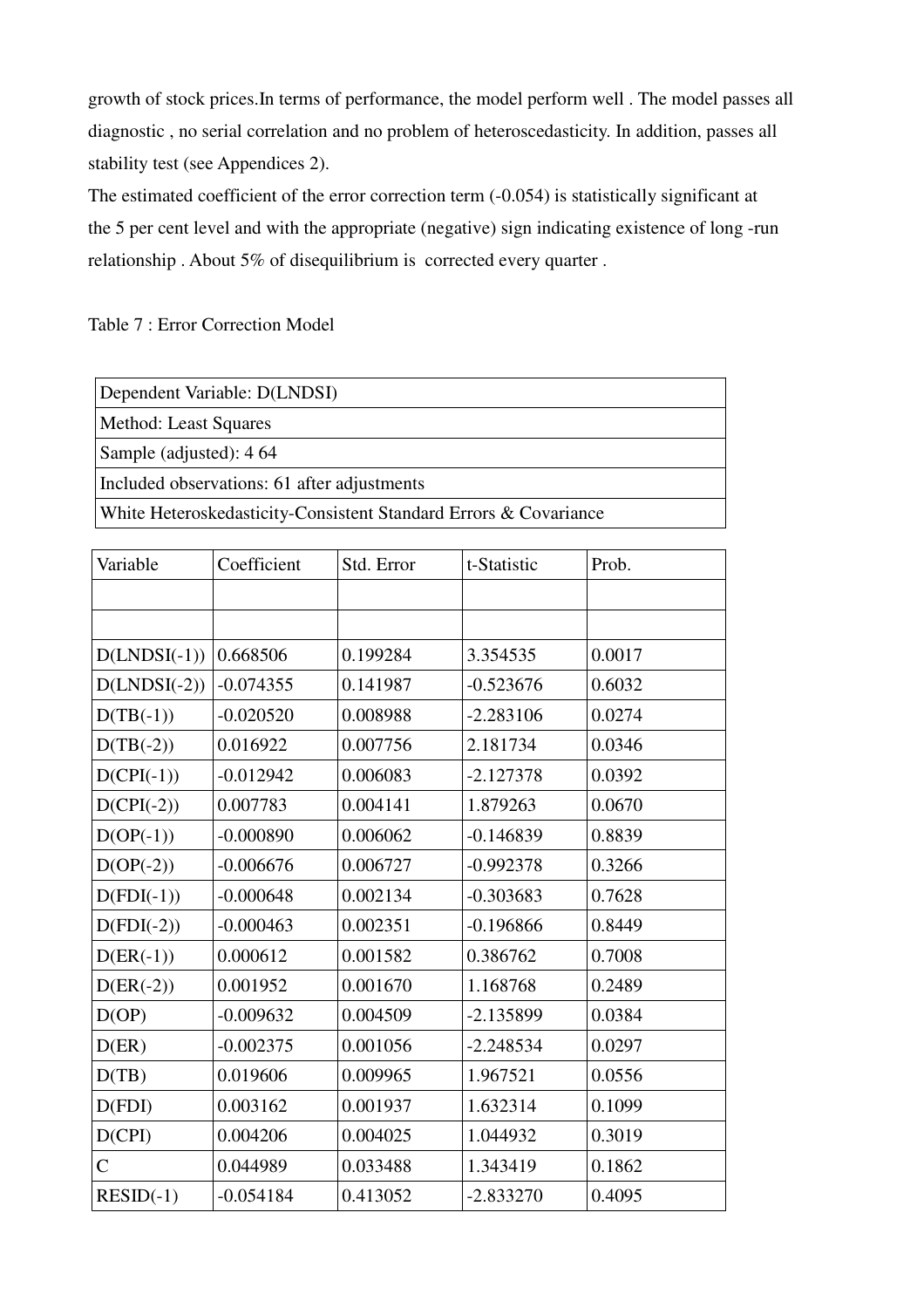growth of stock prices.In terms of performance, the model perform well . The model passes all diagnostic , no serial correlation and no problem of heteroscedasticity. In addition, passes all stability test (see Appendices 2).

The estimated coefficient of the error correction term (-0.054) is statistically significant at the 5 per cent level and with the appropriate (negative) sign indicating existence of long -run relationship . About 5% of disequilibrium is corrected every quarter .

Table 7 : Error Correction Model

| Dependent Variable: D(LNDSI) |
|---|
| Method: Least Squares |
| Sample (adjusted): 4 64 |
| Included observations: 61 after adjustments |
| White Heteroskedasticity-Consistent Standard Errors & Covariance |

| Variable | Coefficient | Std. Error | t-Statistic | Prob. |
|---|---|---|---|---|
| | | | | |
| | | | | |
| D(LNDSI(-1)) | 0.668506 | 0.199284 | 3.354535 | 0.0017 |
| D(LNDSI(-2)) | -0.074355 | 0.141987 | -0.523676 | 0.6032 |
| D(TB(-1)) | -0.020520 | 0.008988 | -2.283106 | 0.0274 |
| D(TB(-2)) | 0.016922 | 0.007756 | 2.181734 | 0.0346 |
| D(CPI(-1)) | -0.012942 | 0.006083 | -2.127378 | 0.0392 |
| D(CPI(-2)) | 0.007783 | 0.004141 | 1.879263 | 0.0670 |
| D(OP(-1)) | -0.000890 | 0.006062 | -0.146839 | 0.8839 |
| D(OP(-2)) | -0.006676 | 0.006727 | -0.992378 | 0.3266 |
| D(FDI(-1)) | -0.000648 | 0.002134 | -0.303683 | 0.7628 |
| D(FDI(-2)) | -0.000463 | 0.002351 | -0.196866 | 0.8449 |
| D(ER(-1)) | 0.000612 | 0.001582 | 0.386762 | 0.7008 |
| D(ER(-2)) | 0.001952 | 0.001670 | 1.168768 | 0.2489 |
| D(OP) | -0.009632 | 0.004509 | -2.135899 | 0.0384 |
| D(ER) | -0.002375 | 0.001056 | -2.248534 | 0.0297 |
| D(TB) | 0.019606 | 0.009965 | 1.967521 | 0.0556 |
| D(FDI) | 0.003162 | 0.001937 | 1.632314 | 0.1099 |
| D(CPI) | 0.004206 | 0.004025 | 1.044932 | 0.3019 |
| C | 0.044989 | 0.033488 | 1.343419 | 0.1862 |
| RESID(-1) | -0.054184 | 0.413052 | -2.833270 | 0.4095 |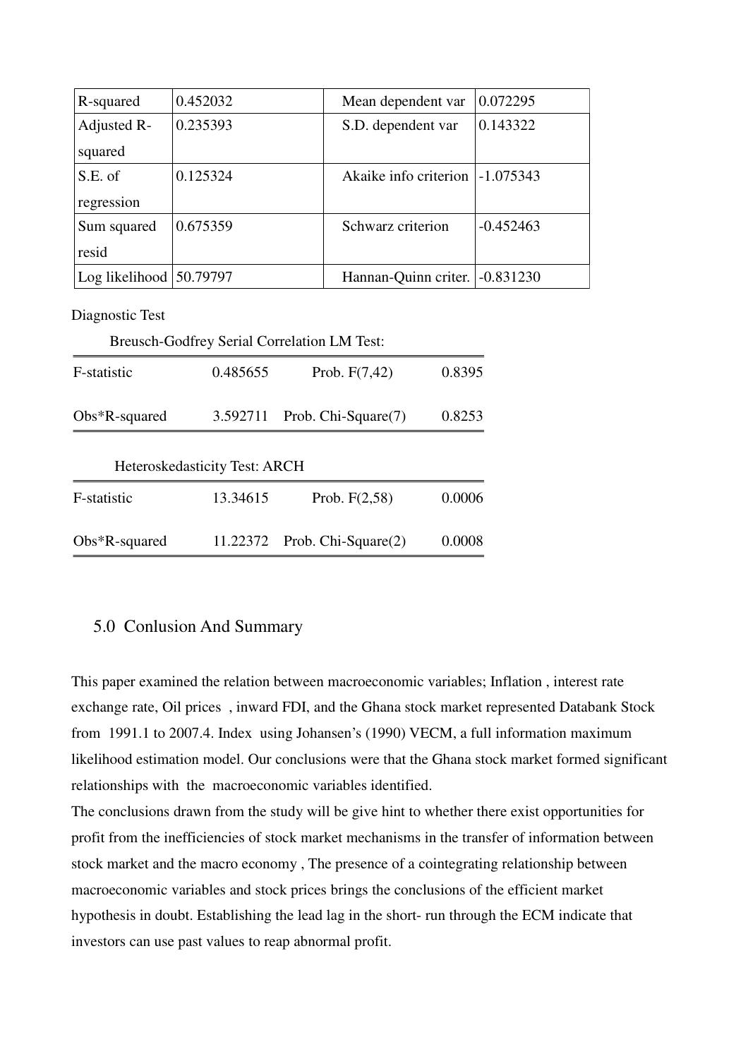| R-squared | 0.452032 | Mean dependent var | 0.072295 |
|---|---|---|---|
| Adjusted R-squared | 0.235393 | S.D. dependent var | 0.143322 |
| S.E. of regression | 0.125324 | Akaike info criterion | -1.075343 |
| Sum squared resid | 0.675359 | Schwarz criterion | -0.452463 |
| Log likelihood | 50.79797 | Hannan-Quinn criter. | -0.831230 |

Diagnostic Test

Breusch-Godfrey Serial Correlation LM Test:

| | | | |
|---|---|---|---|
| F-statistic | 0.485655 | Prob. F(7,42) | 0.8395 |
| Obs*R-squared | 3.592711 | Prob. Chi-Square(7) | 0.8253 |

Heteroskedasticity Test: ARCH

| | | | |
|---|---|---|---|
| F-statistic | 13.34615 | Prob. F(2,58) | 0.0006 |
| Obs*R-squared | 11.22372 | Prob. Chi-Square(2) | 0.0008 |

## 5.0 Conlusion And Summary

This paper examined the relation between macroeconomic variables; Inflation , interest rate exchange rate, Oil prices , inward FDI, and the Ghana stock market represented Databank Stock from 1991.1 to 2007.4. Index using Johansen's (1990) VECM, a full information maximum likelihood estimation model. Our conclusions were that the Ghana stock market formed significant relationships with the macroeconomic variables identified.

The conclusions drawn from the study will be give hint to whether there exist opportunities for profit from the inefficiencies of stock market mechanisms in the transfer of information between stock market and the macro economy , The presence of a cointegrating relationship between macroeconomic variables and stock prices brings the conclusions of the efficient market hypothesis in doubt. Establishing the lead lag in the short- run through the ECM indicate that investors can use past values to reap abnormal profit.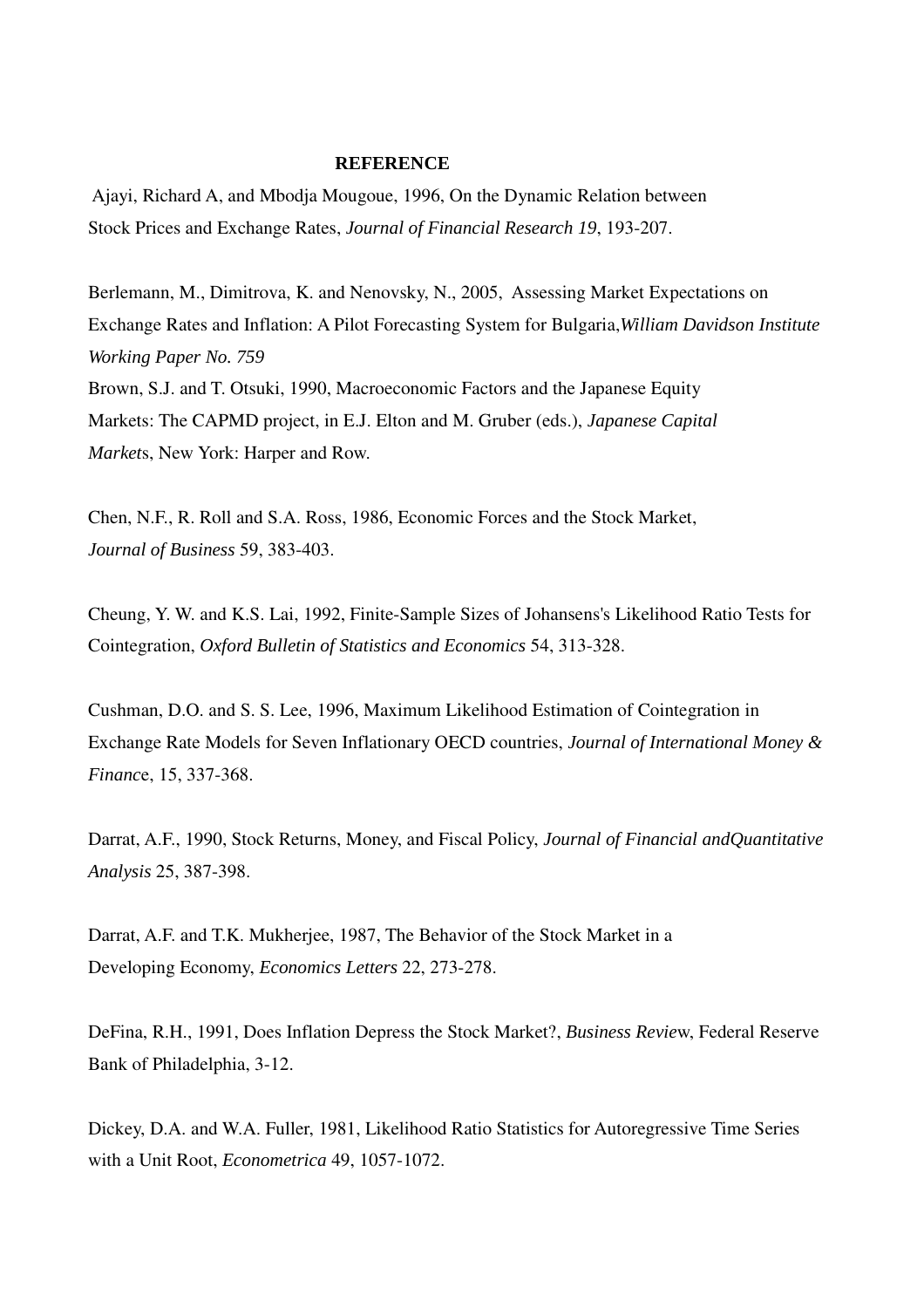## REFERENCE

Ajayi, Richard A, and Mbodja Mougoue, 1996, On the Dynamic Relation between Stock Prices and Exchange Rates, *Journal of Financial Research 19*, 193-207.

Berlemann, M., Dimitrova, K. and Nenovsky, N., 2005, Assessing Market Expectations on Exchange Rates and Inflation: A Pilot Forecasting System for Bulgaria,*William Davidson Institute Working Paper No. 759*

Brown, S.J. and T. Otsuki, 1990, Macroeconomic Factors and the Japanese Equity Markets: The CAPMD project, in E.J. Elton and M. Gruber (eds.), *Japanese Capital Market*s, New York: Harper and Row.

Chen, N.F., R. Roll and S.A. Ross, 1986, Economic Forces and the Stock Market, *Journal of Business* 59, 383-403.

Cheung, Y. W. and K.S. Lai, 1992, Finite-Sample Sizes of Johansens's Likelihood Ratio Tests for Cointegration, *Oxford Bulletin of Statistics and Economics* 54, 313-328.

Cushman, D.O. and S. S. Lee, 1996, Maximum Likelihood Estimation of Cointegration in Exchange Rate Models for Seven Inflationary OECD countries, *Journal of International Money & Financ*e, 15, 337-368.

Darrat, A.F., 1990, Stock Returns, Money, and Fiscal Policy, *Journal of Financial andQuantitative Analysis* 25, 387-398.

Darrat, A.F. and T.K. Mukherjee, 1987, The Behavior of the Stock Market in a Developing Economy, *Economics Letters* 22, 273-278.

DeFina, R.H., 1991, Does Inflation Depress the Stock Market?, *Business Revie*w, Federal Reserve Bank of Philadelphia, 3-12.

Dickey, D.A. and W.A. Fuller, 1981, Likelihood Ratio Statistics for Autoregressive Time Series with a Unit Root, *Econometrica* 49, 1057-1072.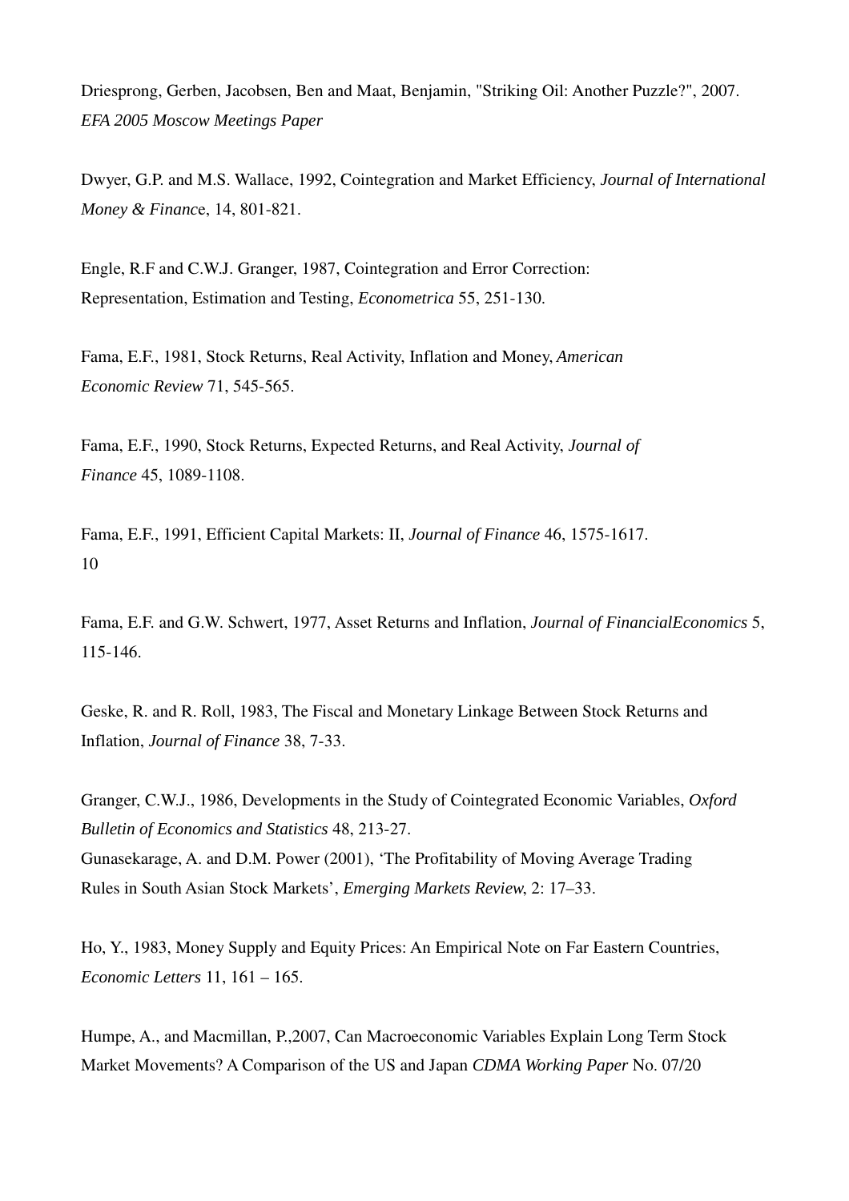Driesprong, Gerben, Jacobsen, Ben and Maat, Benjamin, "Striking Oil: Another Puzzle?", 2007. *EFA 2005 Moscow Meetings Paper*

Dwyer, G.P. and M.S. Wallace, 1992, Cointegration and Market Efficiency, *Journal of International Money & Financ*e, 14, 801-821.

Engle, R.F and C.W.J. Granger, 1987, Cointegration and Error Correction: Representation, Estimation and Testing, *Econometrica* 55, 251-130.

Fama, E.F., 1981, Stock Returns, Real Activity, Inflation and Money, *American Economic Review* 71, 545-565.

Fama, E.F., 1990, Stock Returns, Expected Returns, and Real Activity, *Journal of Finance* 45, 1089-1108.

Fama, E.F., 1991, Efficient Capital Markets: II, *Journal of Finance* 46, 1575-1617.
10

Fama, E.F. and G.W. Schwert, 1977, Asset Returns and Inflation, *Journal of FinancialEconomics* 5, 115-146.

Geske, R. and R. Roll, 1983, The Fiscal and Monetary Linkage Between Stock Returns and Inflation, *Journal of Finance* 38, 7-33.

Granger, C.W.J., 1986, Developments in the Study of Cointegrated Economic Variables, *Oxford Bulletin of Economics and Statistics* 48, 213-27.
Gunasekarage, A. and D.M. Power (2001), 'The Profitability of Moving Average Trading Rules in South Asian Stock Markets', *Emerging Markets Review*, 2: 17–33.

Ho, Y., 1983, Money Supply and Equity Prices: An Empirical Note on Far Eastern Countries, *Economic Letters* 11, 161 – 165.

Humpe, A., and Macmillan, P.,2007, Can Macroeconomic Variables Explain Long Term Stock Market Movements? A Comparison of the US and Japan *CDMA Working Paper* No. 07/20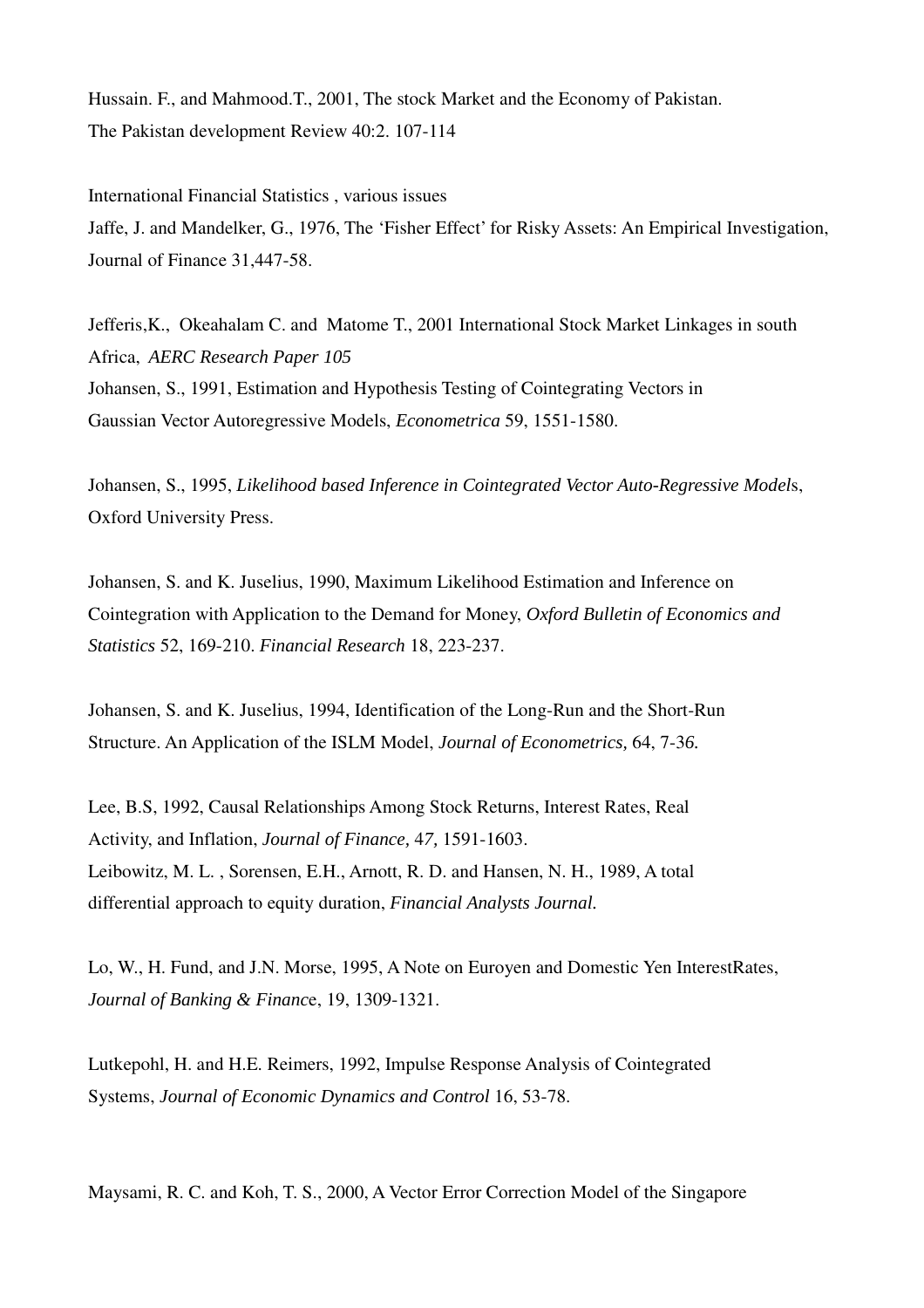Hussain. F., and Mahmood.T., 2001, The stock Market and the Economy of Pakistan. The Pakistan development Review 40:2. 107-114

International Financial Statistics , various issues

Jaffe, J. and Mandelker, G., 1976, The 'Fisher Effect' for Risky Assets: An Empirical Investigation, Journal of Finance 31,447-58.

Jefferis,K., Okeahalam C. and Matome T., 2001 International Stock Market Linkages in south Africa, *AERC Research Paper 105*

Johansen, S., 1991, Estimation and Hypothesis Testing of Cointegrating Vectors in Gaussian Vector Autoregressive Models, *Econometrica* 59, 1551-1580.

Johansen, S., 1995, *Likelihood based Inference in Cointegrated Vector Auto-Regressive Model*s, Oxford University Press.

Johansen, S. and K. Juselius, 1990, Maximum Likelihood Estimation and Inference on Cointegration with Application to the Demand for Money, *Oxford Bulletin of Economics and Statistics* 52, 169-210. *Financial Research* 18, 223-237.

Johansen, S. and K. Juselius, 1994, Identification of the Long-Run and the Short-Run Structure. An Application of the ISLM Model, *Journal of Econometrics,* 64, 7-3*6.*

Lee, B.S, 1992, Causal Relationships Among Stock Returns, Interest Rates, Real Activity, and Inflation, *Journal of Finance,* 4*7,* 1591-1603.

Leibowitz, M. L. , Sorensen, E.H., Arnott, R. D. and Hansen, N. H., 1989, A total differential approach to equity duration, *Financial Analysts Journal.*

Lo, W., H. Fund, and J.N. Morse, 1995, A Note on Euroyen and Domestic Yen InterestRates, *Journal of Banking & Financ*e, 19, 1309-1321.

Lutkepohl, H. and H.E. Reimers, 1992, Impulse Response Analysis of Cointegrated Systems, *Journal of Economic Dynamics and Control* 16, 53-78.

Maysami, R. C. and Koh, T. S., 2000, A Vector Error Correction Model of the Singapore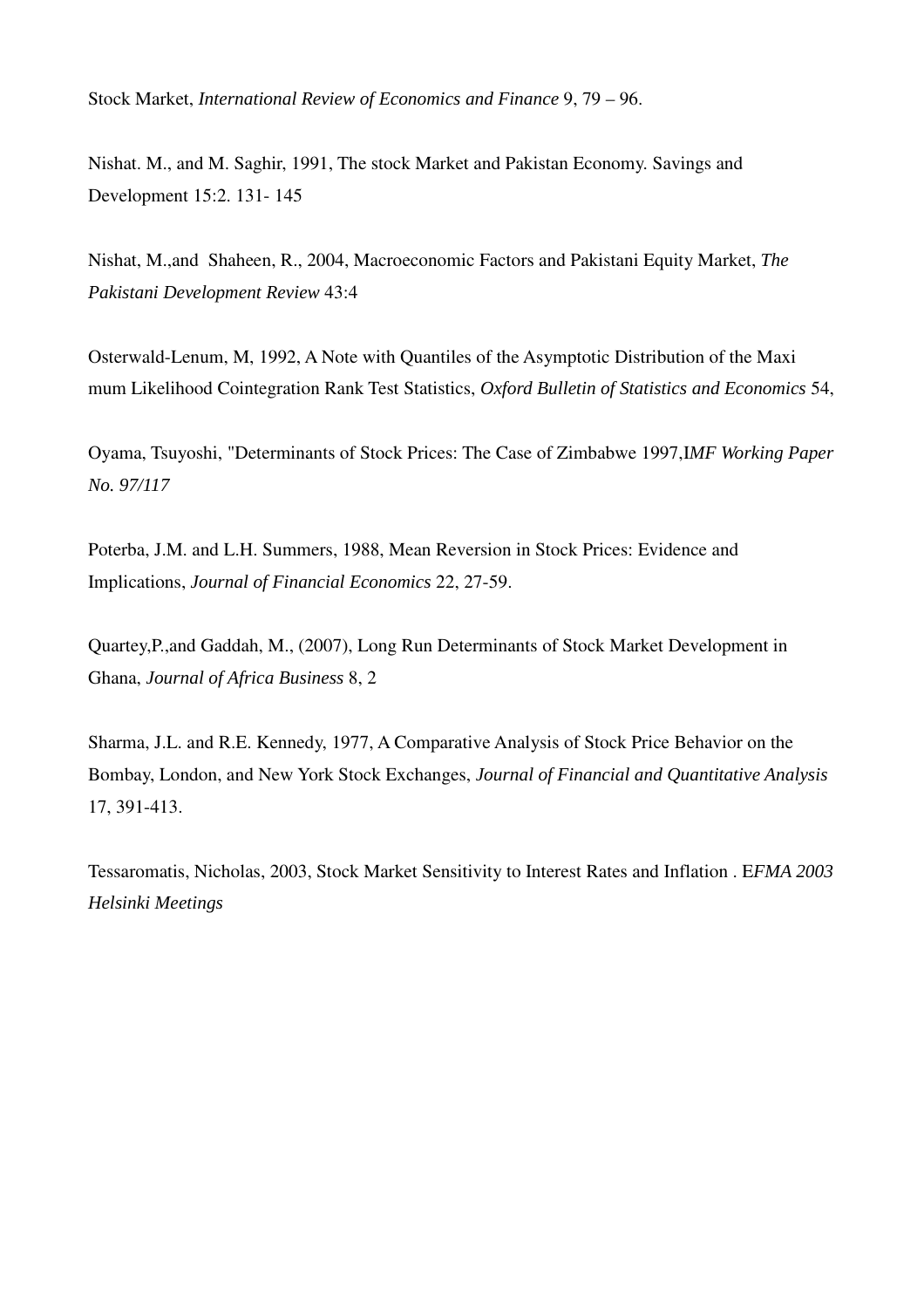Stock Market, *International Review of Economics and Finance* 9, 79 – 96.

Nishat. M., and M. Saghir, 1991, The stock Market and Pakistan Economy. Savings and Development 15:2. 131- 145

Nishat, M.,and Shaheen, R., 2004, Macroeconomic Factors and Pakistani Equity Market, *The Pakistani Development Review* 43:4

Osterwald-Lenum, M, 1992, A Note with Quantiles of the Asymptotic Distribution of the Maxi mum Likelihood Cointegration Rank Test Statistics, *Oxford Bulletin of Statistics and Economics* 54,

Oyama, Tsuyoshi, "Determinants of Stock Prices: The Case of Zimbabwe 1997,I*MF Working Paper No. 97/117*

Poterba, J.M. and L.H. Summers, 1988, Mean Reversion in Stock Prices: Evidence and Implications, *Journal of Financial Economics* 22, 27-59.

Quartey,P.,and Gaddah, M., (2007), Long Run Determinants of Stock Market Development in Ghana, *Journal of Africa Business* 8, 2

Sharma, J.L. and R.E. Kennedy, 1977, A Comparative Analysis of Stock Price Behavior on the Bombay, London, and New York Stock Exchanges, *Journal of Financial and Quantitative Analysis* 17, 391-413.

Tessaromatis, Nicholas, 2003, Stock Market Sensitivity to Interest Rates and Inflation . E*FMA 2003 Helsinki Meetings*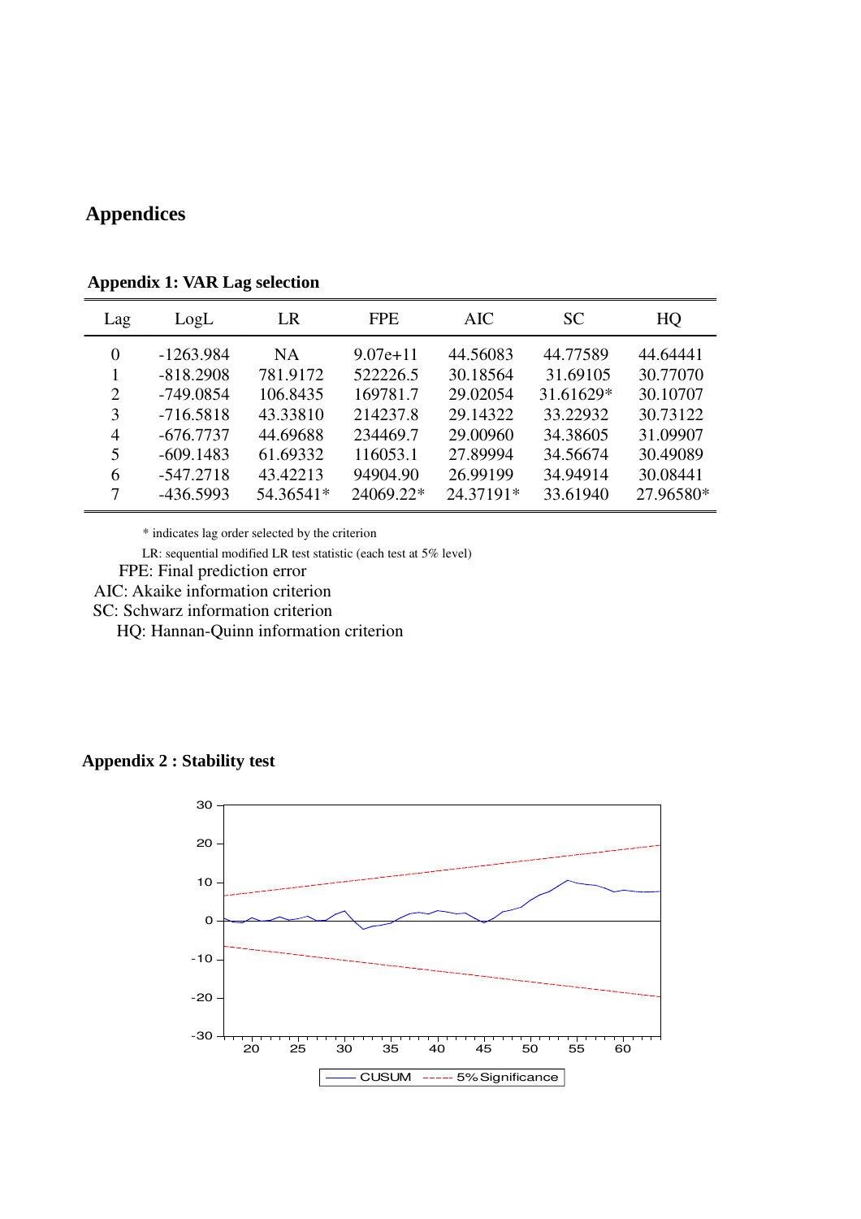# Appendices

**Appendix 1: VAR Lag selection**

| Lag | LogL | LR | FPE | AIC | SC | HQ |
|---|---|---|---|---|---|---|
| 0 | -1263.984 | NA | 9.07e+11 | 44.56083 | 44.77589 | 44.64441 |
| 1 | -818.2908 | 781.9172 | 522226.5 | 30.18564 | 31.69105 | 30.77070 |
| 2 | -749.0854 | 106.8435 | 169781.7 | 29.02054 | 31.61629* | 30.10707 |
| 3 | -716.5818 | 43.33810 | 214237.8 | 29.14322 | 33.22932 | 30.73122 |
| 4 | -676.7737 | 44.69688 | 234469.7 | 29.00960 | 34.38605 | 31.09907 |
| 5 | -609.1483 | 61.69332 | 116053.1 | 27.89994 | 34.56674 | 30.49089 |
| 6 | -547.2718 | 43.42213 | 94904.90 | 26.99199 | 34.94914 | 30.08441 |
| 7 | -436.5993 | 54.36541* | 24069.22* | 24.37191* | 33.61940 | 27.96580* |

* indicates lag order selected by the criterion

LR: sequential modified LR test statistic (each test at 5% level)

FPE: Final prediction error

AIC: Akaike information criterion

SC: Schwarz information criterion

HQ: Hannan-Quinn information criterion

**Appendix 2 : Stability test**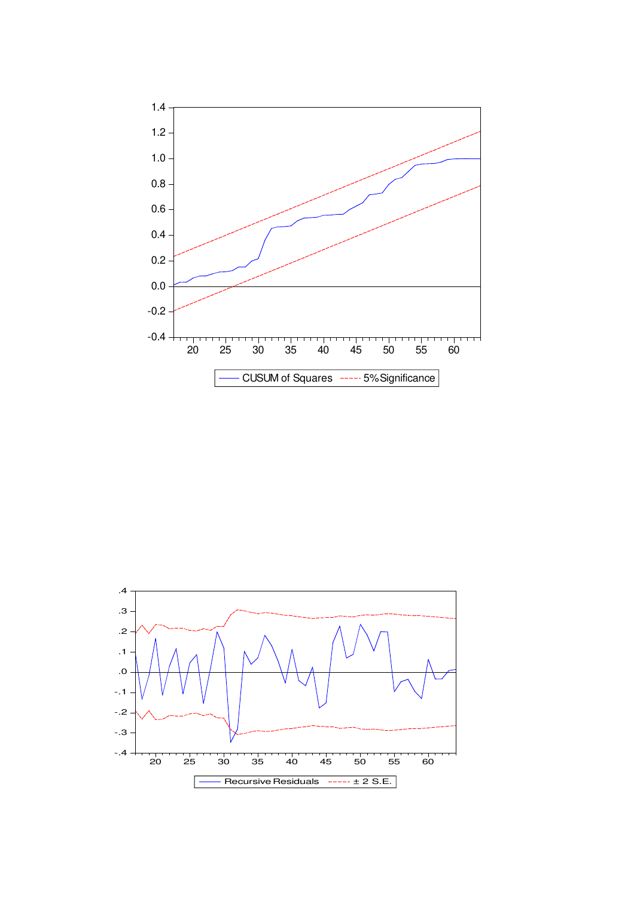CUSUM of Squares ---- 5% Significance

Recursive Residuals ---- ± 2 S.E.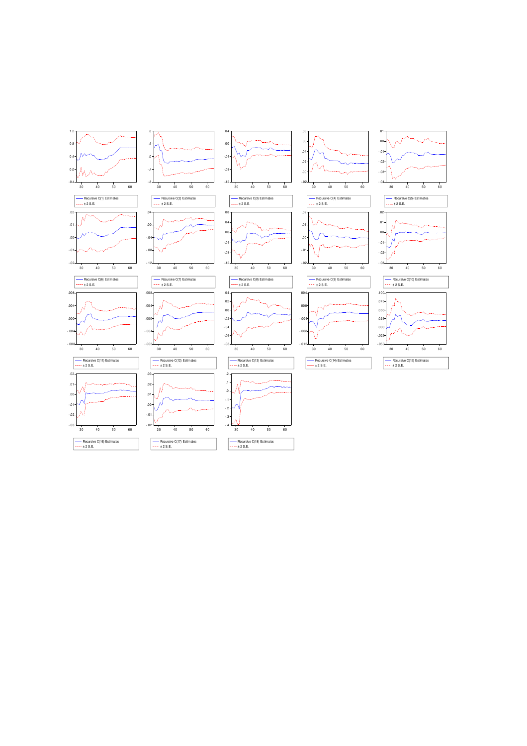1.2
0.8
0.4
0.0
-0.4
30 40 50 60

Recursive C(1) Estimates
± 2 S.E.

.8
.4
.0
-.4
-.8
30 40 50 60

Recursive C(2) Estimates
± 2 S.E.

.04
.00
-.04
-.08
-.12
30 40 50 60

Recursive C(3) Estimates
± 2 S.E.

.08
.06
.04
.02
.00
-.02
30 40 50 60

Recursive C(4) Estimates
± 2 S.E.

.01
.00
-.01
-.02
-.03
-.04
30 40 50 60

Recursive C(5) Estimates
± 2 S.E.

.02
.01
.00
-.01
-.02
30 40 50 60

Recursive C(6) Estimates
± 2 S.E.

.04
.00
-.04
-.08
-.12
30 40 50 60

Recursive C(7) Estimates
± 2 S.E.

.08
.04
.00
-.04
-.08
-.12
30 40 50 60

Recursive C(8) Estimates
± 2 S.E.

.02
.01
.00
-.01
-.02
30 40 50 60

Recursive C(9) Estimates
± 2 S.E.

.02
.01
.00
-.01
-.02
-.03
30 40 50 60

Recursive C(10) Estimates
± 2 S.E.

.008
.004
.000
-.004
-.008
30 40 50 60

Recursive C(11) Estimates
± 2 S.E.

.008
.004
.000
-.004
-.008
30 40 50 60

Recursive C(12) Estimates
± 2 S.E.

.04
.02
.00
-.02
-.04
-.06
-.08
30 40 50 60

Recursive C(13) Estimates
± 2 S.E.

.004
.000
-.004
-.008
-.012
30 40 50 60

Recursive C(14) Estimates
± 2 S.E.

.100
.075
.050
.025
.000
-.025
-.050
30 40 50 60

Recursive C(15) Estimates
± 2 S.E.

.02
.01
.00
-.01
-.02
-.03
30 40 50 60

Recursive C(16) Estimates
± 2 S.E.

.03
.02
.01
.00
-.01
-.02
30 40 50 60

Recursive C(17) Estimates
± 2 S.E.

.2
.1
.0
-.1
-.2
-.3
-.4
30 40 50 60

Recursive C(18) Estimates
± 2 S.E.